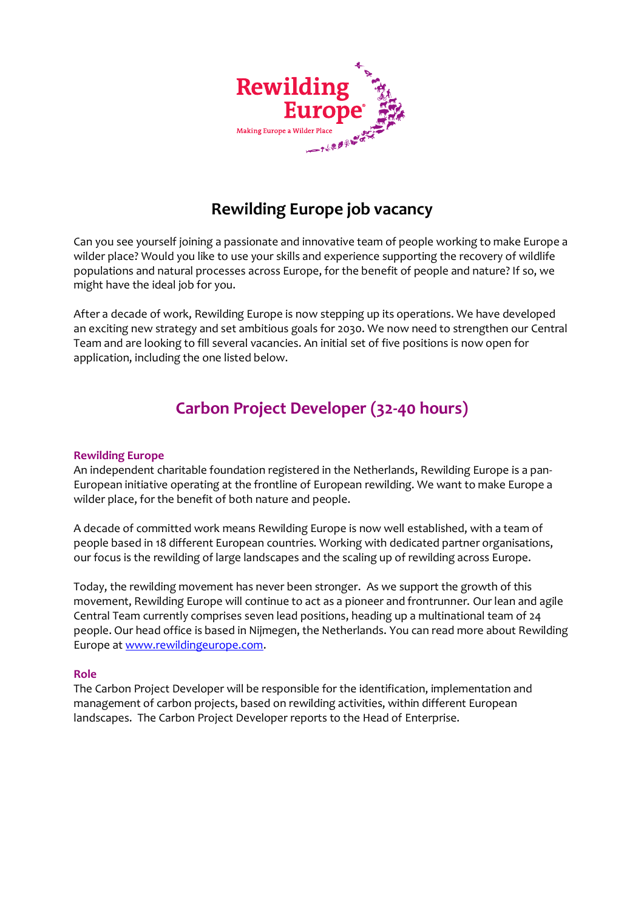# Rewilding Europe job vacancy

Can you see yourself joining a passionate and innovative team of people working to make Europe a wilder place? Would you like to use your skills and experience supporting the recovery of wildlife populations and natural processes across Europe, for the benefit of people and nature? If so, we might have the ideal job for you.

After a decade of work, Rewilding Europe is now stepping up its operations. We have developed an exciting new strategy and set ambitious goals for 2030. We now need to strengthen our Central Team and are looking to fill several vacancies. An initial set of five positions is now open for application, including the one listed below.

## Carbon Project Developer (32-40 hours)

### Rewilding Europe

An independent charitable foundation registered in the Netherlands, Rewilding Europe is a pan-European initiative operating at the frontline of European rewilding. We want to make Europe a wilder place, for the benefit of both nature and people.

A decade of committed work means Rewilding Europe is now well established, with a team of people based in 18 different European countries. Working with dedicated partner organisations, our focus is the rewilding of large landscapes and the scaling up of rewilding across Europe.

Today, the rewilding movement has never been stronger. As we support the growth of this movement, Rewilding Europe will continue to act as a pioneer and frontrunner. Our lean and agile Central Team currently comprises seven lead positions, heading up a multinational team of 24 people. Our head office is based in Nijmegen, the Netherlands. You can read more about Rewilding Europe at [www.rewildingeurope.com](http://www.rewildingeurope.com).

### Role

The Carbon Project Developer will be responsible for the identification, implementation and management of carbon projects, based on rewilding activities, within different European landscapes. The Carbon Project Developer reports to the Head of Enterprise.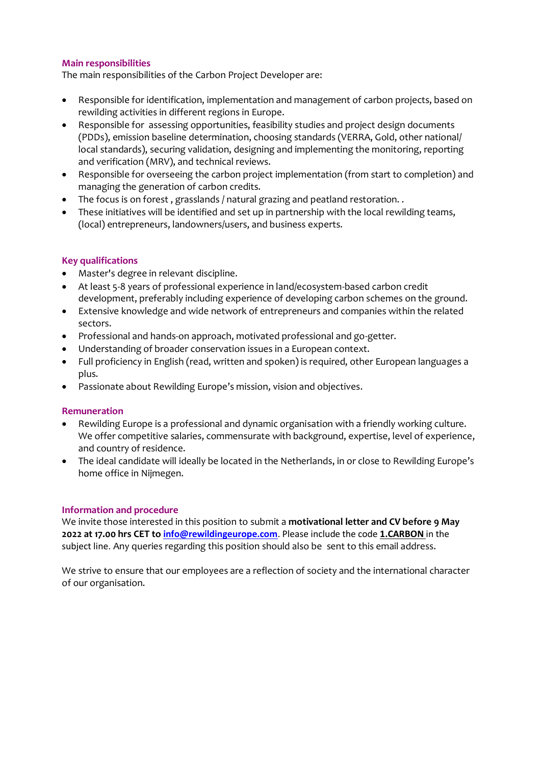## Main responsibilities

The main responsibilities of the Carbon Project Developer are:

- Responsible for identification, implementation and management of carbon projects, based on rewilding activities in different regions in Europe.
- Responsible for assessing opportunities, feasibility studies and project design documents (PDDs), emission baseline determination, choosing standards (VERRA, Gold, other national/ local standards), securing validation, designing and implementing the monitoring, reporting and verification (MRV), and technical reviews.
- Responsible for overseeing the carbon project implementation (from start to completion) and managing the generation of carbon credits.
- The focus is on forest , grasslands / natural grazing and peatland restoration. .
- These initiatives will be identified and set up in partnership with the local rewilding teams, (local) entrepreneurs, landowners/users, and business experts.

## Key qualifications

- Master's degree in relevant discipline.
- At least 5-8 years of professional experience in land/ecosystem-based carbon credit development, preferably including experience of developing carbon schemes on the ground.
- Extensive knowledge and wide network of entrepreneurs and companies within the related sectors.
- Professional and hands-on approach, motivated professional and go-getter.
- Understanding of broader conservation issues in a European context.
- Full proficiency in English (read, written and spoken) is required, other European languages a plus.
- Passionate about Rewilding Europe's mission, vision and objectives.

## Remuneration

- Rewilding Europe is a professional and dynamic organisation with a friendly working culture. We offer competitive salaries, commensurate with background, expertise, level of experience, and country of residence.
- The ideal candidate will ideally be located in the Netherlands, in or close to Rewilding Europe's home office in Nijmegen.

## Information and procedure

We invite those interested in this position to submit a **motivational letter and CV before 9 May 2022 at 17.00 hrs CET to [info@rewildingeurope.com](mailto:info@rewildingeurope.com)**. Please include the code **1.CARBON** in the subject line. Any queries regarding this position should also be sent to this email address.

We strive to ensure that our employees are a reflection of society and the international character of our organisation.